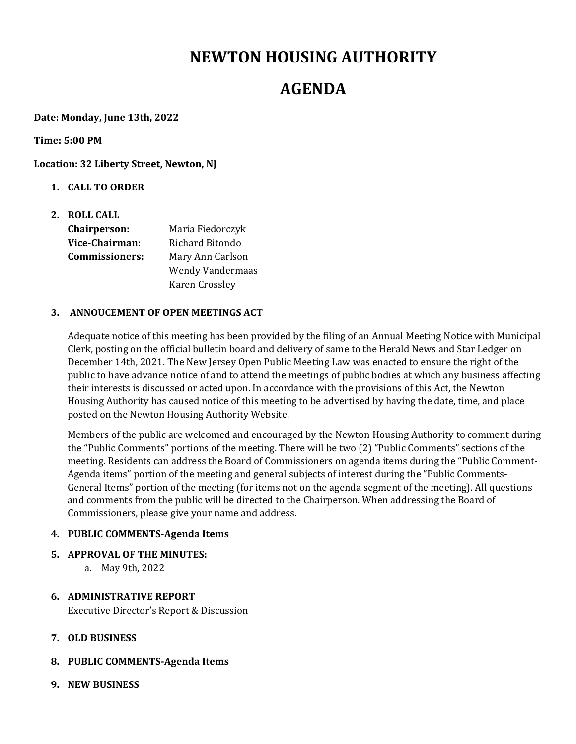# NEWTON HOUSING AUTHORITY

# AGENDA

**Date: Monday, June 13th, 2022**

**Time: 5:00 PM**

**Location: 32 Liberty Street, Newton, NJ**

1. **CALL TO ORDER**

2. **ROLL CALL**

| | |
|---|---|
| **Chairperson:** | Maria Fiedorczyk |
| **Vice-Chairman:** | Richard Bitondo |
| **Commissioners:** | Mary Ann Carlson |
| | Wendy Vandermaas |
| | Karen Crossley |

3. **ANNOUCEMENT OF OPEN MEETINGS ACT**

   Adequate notice of this meeting has been provided by the filing of an Annual Meeting Notice with Municipal Clerk, posting on the official bulletin board and delivery of same to the Herald News and Star Ledger on December 14th, 2021. The New Jersey Open Public Meeting Law was enacted to ensure the right of the public to have advance notice of and to attend the meetings of public bodies at which any business affecting their interests is discussed or acted upon. In accordance with the provisions of this Act, the Newton Housing Authority has caused notice of this meeting to be advertised by having the date, time, and place posted on the Newton Housing Authority Website.

   Members of the public are welcomed and encouraged by the Newton Housing Authority to comment during the "Public Comments" portions of the meeting. There will be two (2) "Public Comments" sections of the meeting. Residents can address the Board of Commissioners on agenda items during the "Public Comment-Agenda items" portion of the meeting and general subjects of interest during the "Public Comments-General Items" portion of the meeting (for items not on the agenda segment of the meeting). All questions and comments from the public will be directed to the Chairperson. When addressing the Board of Commissioners, please give your name and address.

4. **PUBLIC COMMENTS-Agenda Items**

5. **APPROVAL OF THE MINUTES:**
   a. May 9th, 2022

6. **ADMINISTRATIVE REPORT**
   Executive Director's Report & Discussion

7. **OLD BUSINESS**

8. **PUBLIC COMMENTS-Agenda Items**

9. **NEW BUSINESS**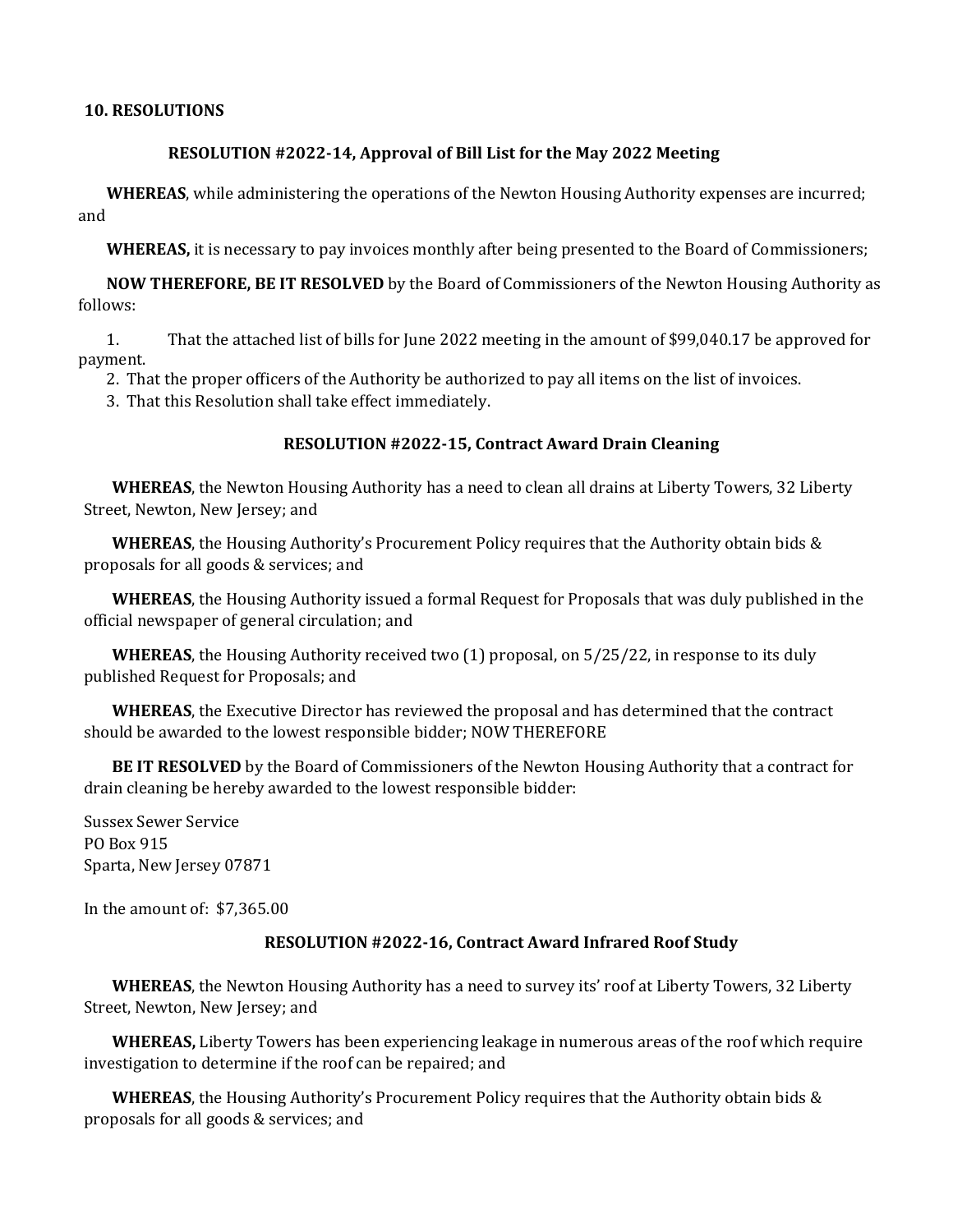## 10. RESOLUTIONS

### RESOLUTION #2022-14, Approval of Bill List for the May 2022 Meeting

**WHEREAS**, while administering the operations of the Newton Housing Authority expenses are incurred; and

**WHEREAS,** it is necessary to pay invoices monthly after being presented to the Board of Commissioners;

**NOW THEREFORE, BE IT RESOLVED** by the Board of Commissioners of the Newton Housing Authority as follows:

1. That the attached list of bills for June 2022 meeting in the amount of $99,040.17 be approved for payment.
2. That the proper officers of the Authority be authorized to pay all items on the list of invoices.
3. That this Resolution shall take effect immediately.

### RESOLUTION #2022-15, Contract Award Drain Cleaning

**WHEREAS**, the Newton Housing Authority has a need to clean all drains at Liberty Towers, 32 Liberty Street, Newton, New Jersey; and

**WHEREAS**, the Housing Authority's Procurement Policy requires that the Authority obtain bids & proposals for all goods & services; and

**WHEREAS**, the Housing Authority issued a formal Request for Proposals that was duly published in the official newspaper of general circulation; and

**WHEREAS**, the Housing Authority received two (1) proposal, on 5/25/22, in response to its duly published Request for Proposals; and

**WHEREAS**, the Executive Director has reviewed the proposal and has determined that the contract should be awarded to the lowest responsible bidder; NOW THEREFORE

**BE IT RESOLVED** by the Board of Commissioners of the Newton Housing Authority that a contract for drain cleaning be hereby awarded to the lowest responsible bidder:

Sussex Sewer Service
PO Box 915
Sparta, New Jersey 07871

In the amount of: $7,365.00

### RESOLUTION #2022-16, Contract Award Infrared Roof Study

**WHEREAS**, the Newton Housing Authority has a need to survey its' roof at Liberty Towers, 32 Liberty Street, Newton, New Jersey; and

**WHEREAS,** Liberty Towers has been experiencing leakage in numerous areas of the roof which require investigation to determine if the roof can be repaired; and

**WHEREAS**, the Housing Authority's Procurement Policy requires that the Authority obtain bids & proposals for all goods & services; and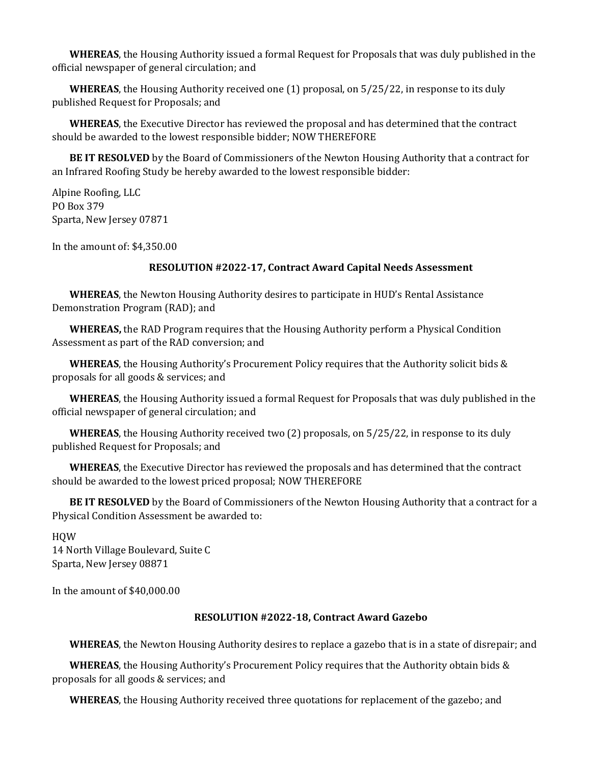**WHEREAS**, the Housing Authority issued a formal Request for Proposals that was duly published in the official newspaper of general circulation; and

**WHEREAS**, the Housing Authority received one (1) proposal, on 5/25/22, in response to its duly published Request for Proposals; and

**WHEREAS**, the Executive Director has reviewed the proposal and has determined that the contract should be awarded to the lowest responsible bidder; NOW THEREFORE

**BE IT RESOLVED** by the Board of Commissioners of the Newton Housing Authority that a contract for an Infrared Roofing Study be hereby awarded to the lowest responsible bidder:

Alpine Roofing, LLC
PO Box 379
Sparta, New Jersey 07871

In the amount of: $4,350.00

### RESOLUTION #2022-17, Contract Award Capital Needs Assessment

**WHEREAS**, the Newton Housing Authority desires to participate in HUD's Rental Assistance Demonstration Program (RAD); and

**WHEREAS,** the RAD Program requires that the Housing Authority perform a Physical Condition Assessment as part of the RAD conversion; and

**WHEREAS**, the Housing Authority's Procurement Policy requires that the Authority solicit bids & proposals for all goods & services; and

**WHEREAS**, the Housing Authority issued a formal Request for Proposals that was duly published in the official newspaper of general circulation; and

**WHEREAS**, the Housing Authority received two (2) proposals, on 5/25/22, in response to its duly published Request for Proposals; and

**WHEREAS**, the Executive Director has reviewed the proposals and has determined that the contract should be awarded to the lowest priced proposal; NOW THEREFORE

**BE IT RESOLVED** by the Board of Commissioners of the Newton Housing Authority that a contract for a Physical Condition Assessment be awarded to:

HQW
14 North Village Boulevard, Suite C
Sparta, New Jersey 08871

In the amount of $40,000.00

### RESOLUTION #2022-18, Contract Award Gazebo

**WHEREAS**, the Newton Housing Authority desires to replace a gazebo that is in a state of disrepair; and

**WHEREAS**, the Housing Authority's Procurement Policy requires that the Authority obtain bids & proposals for all goods & services; and

**WHEREAS**, the Housing Authority received three quotations for replacement of the gazebo; and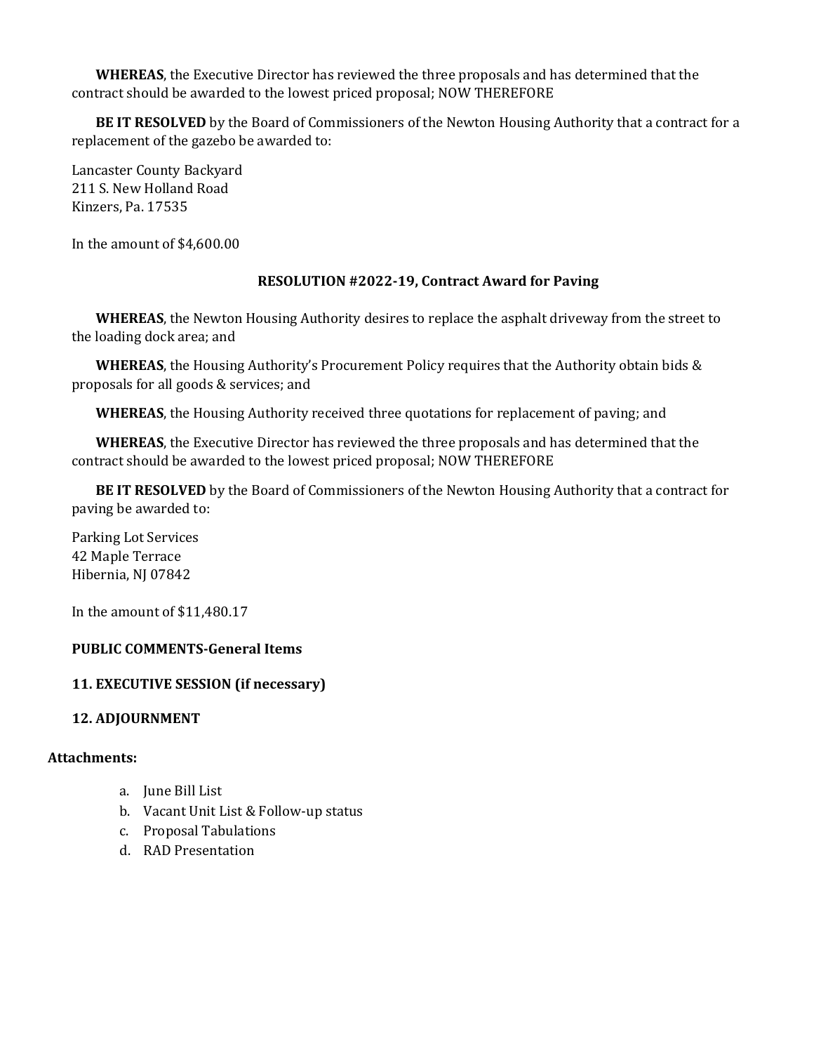**WHEREAS**, the Executive Director has reviewed the three proposals and has determined that the contract should be awarded to the lowest priced proposal; NOW THEREFORE

**BE IT RESOLVED** by the Board of Commissioners of the Newton Housing Authority that a contract for a replacement of the gazebo be awarded to:

Lancaster County Backyard
211 S. New Holland Road
Kinzers, Pa. 17535

In the amount of $4,600.00

**RESOLUTION #2022-19, Contract Award for Paving**

**WHEREAS**, the Newton Housing Authority desires to replace the asphalt driveway from the street to the loading dock area; and

**WHEREAS**, the Housing Authority's Procurement Policy requires that the Authority obtain bids & proposals for all goods & services; and

**WHEREAS**, the Housing Authority received three quotations for replacement of paving; and

**WHEREAS**, the Executive Director has reviewed the three proposals and has determined that the contract should be awarded to the lowest priced proposal; NOW THEREFORE

**BE IT RESOLVED** by the Board of Commissioners of the Newton Housing Authority that a contract for paving be awarded to:

Parking Lot Services
42 Maple Terrace
Hibernia, NJ 07842

In the amount of $11,480.17

**PUBLIC COMMENTS-General Items**

**11. EXECUTIVE SESSION (if necessary)**

**12. ADJOURNMENT**

**Attachments:**

a. June Bill List
b. Vacant Unit List & Follow-up status
c. Proposal Tabulations
d. RAD Presentation